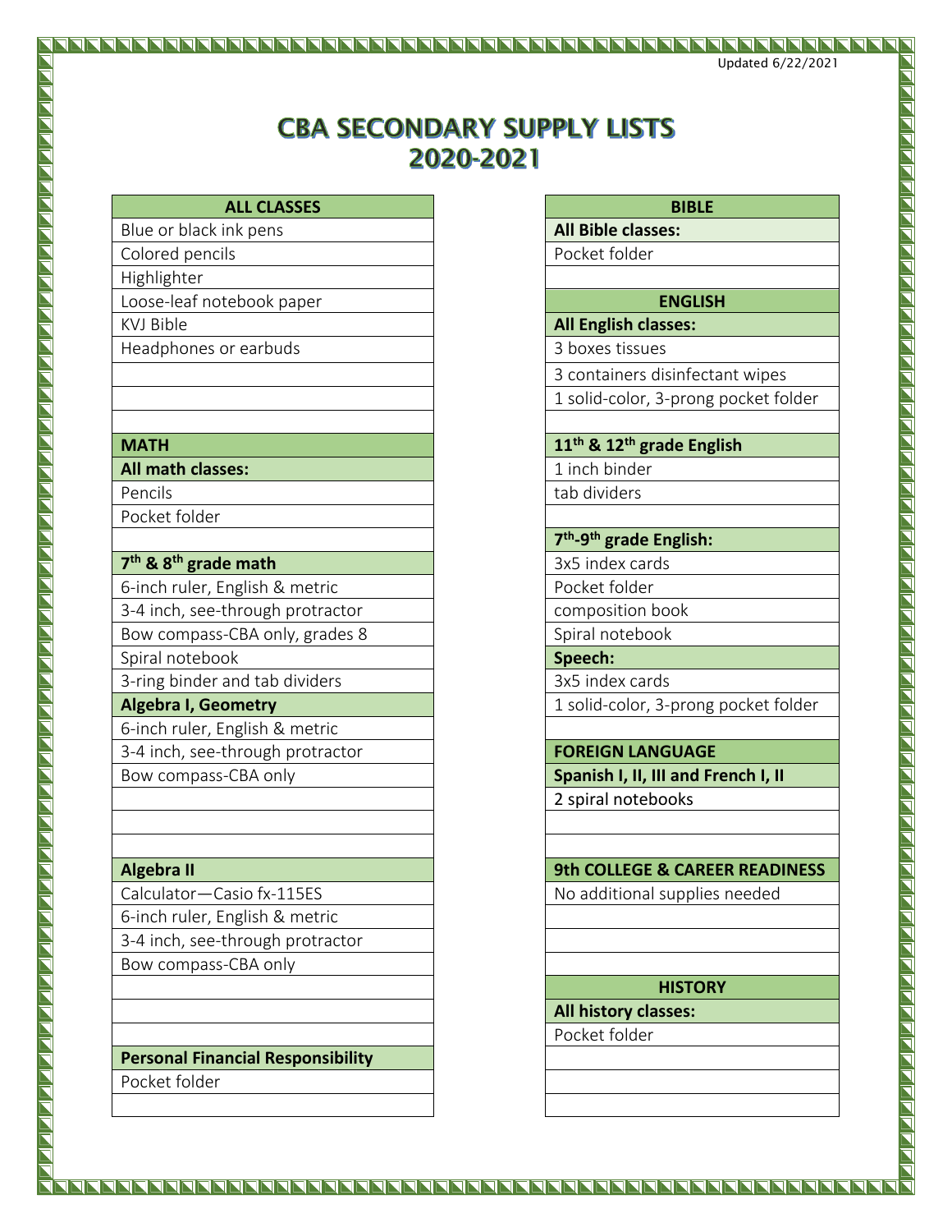Updated 6/22/2021

# CBA SECONDARY SUPPLY LISTS 2020-2021

| ALL CLASSES |
|---|
| Blue or black ink pens |
| Colored pencils |
| Highlighter |
| Loose-leaf notebook paper |
| KVJ Bible |
| Headphones or earbuds |

| MATH |
|---|
| **All math classes:** |
| Pencils |
| Pocket folder |
| |
| **7th & 8th grade math** |
| 6-inch ruler, English & metric |
| 3-4 inch, see-through protractor |
| Bow compass-CBA only, grades 8 |
| Spiral notebook |
| 3-ring binder and tab dividers |
| **Algebra I, Geometry** |
| 6-inch ruler, English & metric |
| 3-4 inch, see-through protractor |
| Bow compass-CBA only |
| |
| **Algebra II** |
| Calculator—Casio fx-115ES |
| 6-inch ruler, English & metric |
| 3-4 inch, see-through protractor |
| Bow compass-CBA only |
| |
| **Personal Financial Responsibility** |
| Pocket folder |

| BIBLE |
|---|
| **All Bible classes:** |
| Pocket folder |

| ENGLISH |
|---|
| **All English classes:** |
| 3 boxes tissues |
| 3 containers disinfectant wipes |
| 1 solid-color, 3-prong pocket folder |
| |
| **11th & 12th grade English** |
| 1 inch binder |
| tab dividers |
| |
| **7th-9th grade English:** |
| 3x5 index cards |
| Pocket folder |
| composition book |
| Spiral notebook |
| **Speech:** |
| 3x5 index cards |
| 1 solid-color, 3-prong pocket folder |

| FOREIGN LANGUAGE |
|---|
| **Spanish I, II, III and French I, II** |
| 2 spiral notebooks |

| 9th COLLEGE & CAREER READINESS |
|---|
| No additional supplies needed |

| HISTORY |
|---|
| **All history classes:** |
| Pocket folder |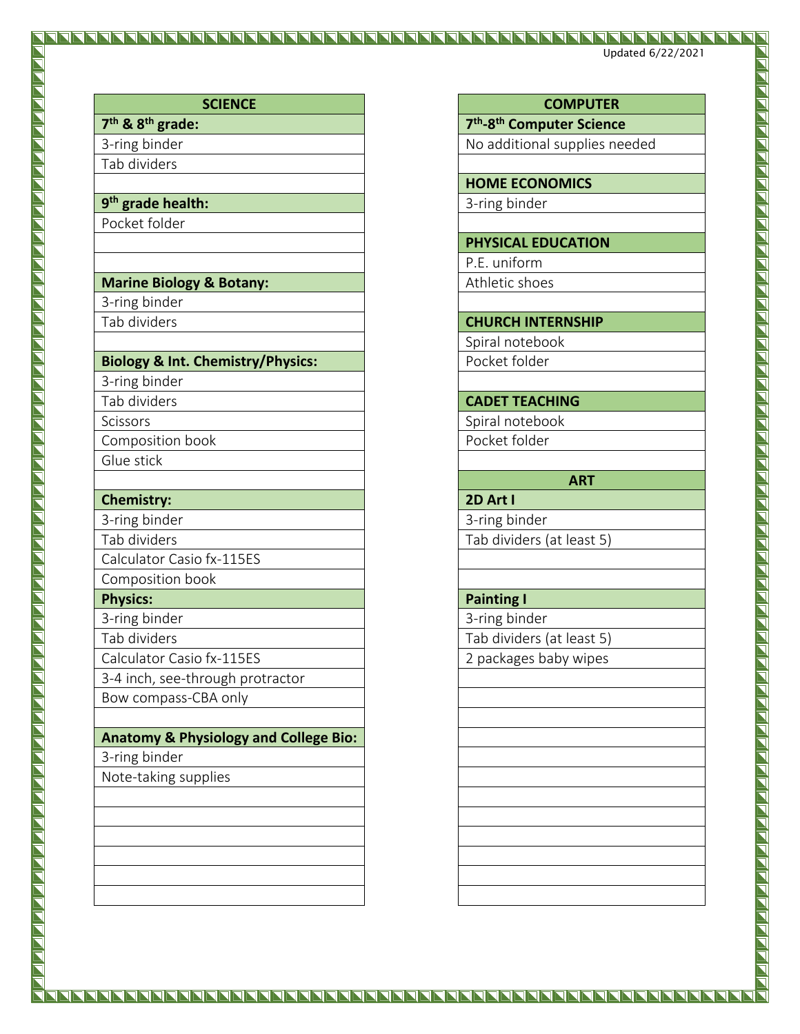Updated 6/22/2021

| SCIENCE |
|---|
| **7th & 8th grade:** |
| 3-ring binder |
| Tab dividers |
| |
| **9th grade health:** |
| Pocket folder |
| |
| |
| **Marine Biology & Botany:** |
| 3-ring binder |
| Tab dividers |
| |
| **Biology & Int. Chemistry/Physics:** |
| 3-ring binder |
| Tab dividers |
| Scissors |
| Composition book |
| Glue stick |
| |
| **Chemistry:** |
| 3-ring binder |
| Tab dividers |
| Calculator Casio fx-115ES |
| Composition book |
| **Physics:** |
| 3-ring binder |
| Tab dividers |
| Calculator Casio fx-115ES |
| 3-4 inch, see-through protractor |
| Bow compass-CBA only |
| |
| **Anatomy & Physiology and College Bio:** |
| 3-ring binder |
| Note-taking supplies |

| COMPUTER |
|---|
| **7th-8th Computer Science** |
| No additional supplies needed |
| |
| **HOME ECONOMICS** |
| 3-ring binder |
| |
| **PHYSICAL EDUCATION** |
| P.E. uniform |
| Athletic shoes |
| |
| **CHURCH INTERNSHIP** |
| Spiral notebook |
| Pocket folder |
| |
| **CADET TEACHING** |
| Spiral notebook |
| Pocket folder |

| ART |
|---|
| **2D Art I** |
| 3-ring binder |
| Tab dividers (at least 5) |
| |
| |
| **Painting I** |
| 3-ring binder |
| Tab dividers (at least 5) |
| 2 packages baby wipes |